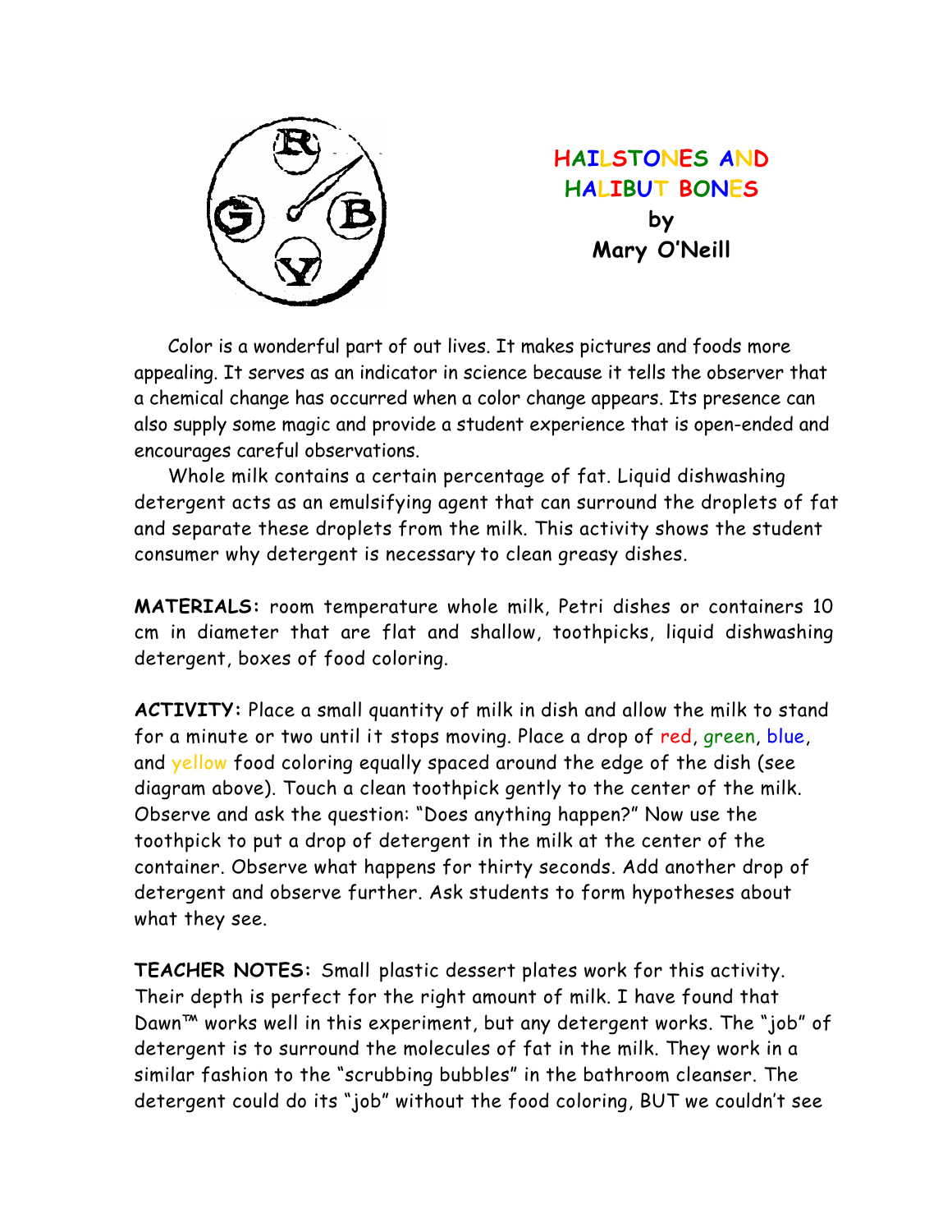# HAILSTONES AND HALIBUT BONES

**by**
**Mary O'Neill**

Color is a wonderful part of out lives. It makes pictures and foods more appealing. It serves as an indicator in science because it tells the observer that a chemical change has occurred when a color change appears. Its presence can also supply some magic and provide a student experience that is open-ended and encourages careful observations.

Whole milk contains a certain percentage of fat. Liquid dishwashing detergent acts as an emulsifying agent that can surround the droplets of fat and separate these droplets from the milk. This activity shows the student consumer why detergent is necessary to clean greasy dishes.

**MATERIALS:** room temperature whole milk, Petri dishes or containers 10 cm in diameter that are flat and shallow, toothpicks, liquid dishwashing detergent, boxes of food coloring.

**ACTIVITY:** Place a small quantity of milk in dish and allow the milk to stand for a minute or two until it stops moving. Place a drop of red, green, blue, and yellow food coloring equally spaced around the edge of the dish (see diagram above). Touch a clean toothpick gently to the center of the milk. Observe and ask the question: "Does anything happen?" Now use the toothpick to put a drop of detergent in the milk at the center of the container. Observe what happens for thirty seconds. Add another drop of detergent and observe further. Ask students to form hypotheses about what they see.

**TEACHER NOTES:** Small plastic dessert plates work for this activity. Their depth is perfect for the right amount of milk. I have found that Dawn™ works well in this experiment, but any detergent works. The "job" of detergent is to surround the molecules of fat in the milk. They work in a similar fashion to the "scrubbing bubbles" in the bathroom cleanser. The detergent could do its "job" without the food coloring, BUT we couldn't see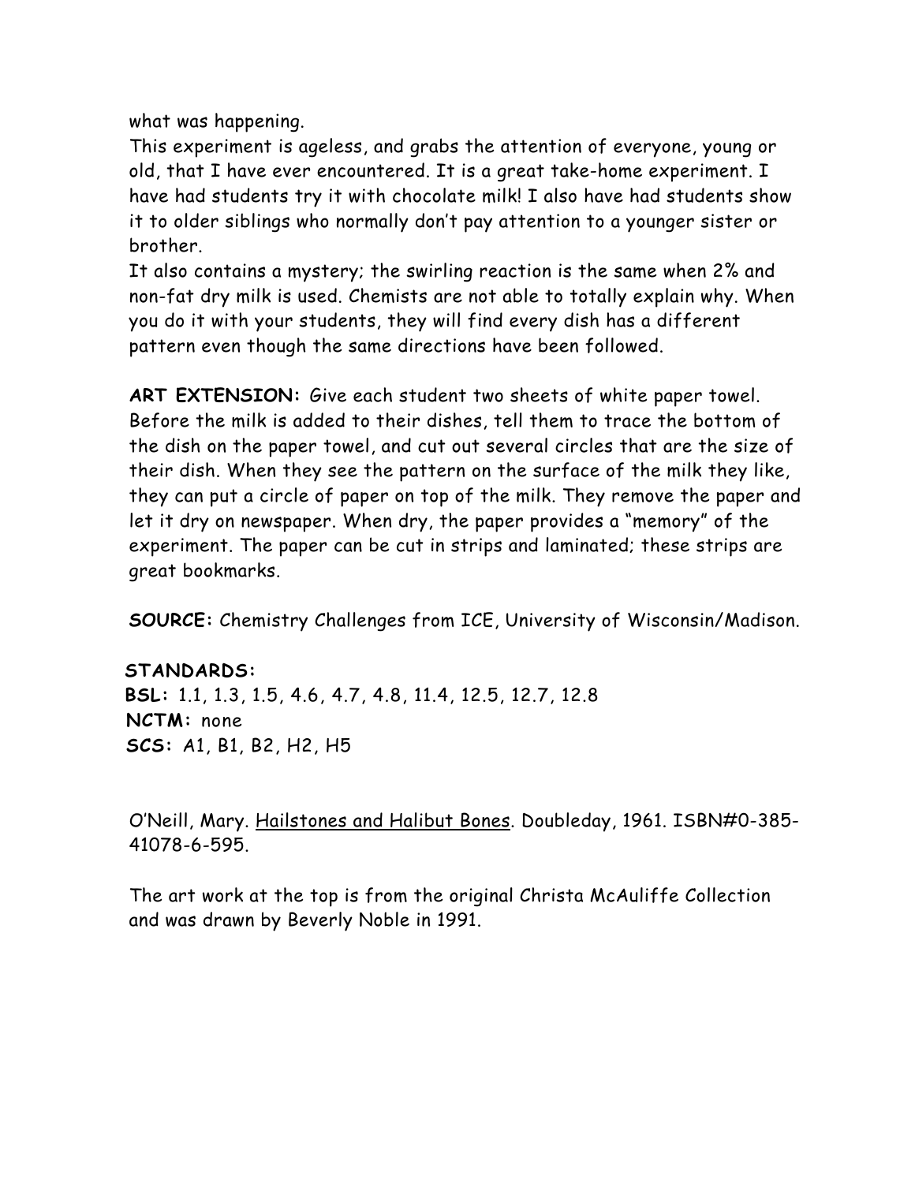what was happening.

This experiment is ageless, and grabs the attention of everyone, young or old, that I have ever encountered. It is a great take-home experiment. I have had students try it with chocolate milk! I also have had students show it to older siblings who normally don't pay attention to a younger sister or brother.

It also contains a mystery; the swirling reaction is the same when 2% and non-fat dry milk is used. Chemists are not able to totally explain why. When you do it with your students, they will find every dish has a different pattern even though the same directions have been followed.

**ART EXTENSION:** Give each student two sheets of white paper towel. Before the milk is added to their dishes, tell them to trace the bottom of the dish on the paper towel, and cut out several circles that are the size of their dish. When they see the pattern on the surface of the milk they like, they can put a circle of paper on top of the milk. They remove the paper and let it dry on newspaper. When dry, the paper provides a "memory" of the experiment. The paper can be cut in strips and laminated; these strips are great bookmarks.

**SOURCE:** Chemistry Challenges from ICE, University of Wisconsin/Madison.

**STANDARDS:**
**BSL:** 1.1, 1.3, 1.5, 4.6, 4.7, 4.8, 11.4, 12.5, 12.7, 12.8
**NCTM:** none
**SCS:** A1, B1, B2, H2, H5

O'Neill, Mary. Hailstones and Halibut Bones. Doubleday, 1961. ISBN#0-385-41078-6-595.

The art work at the top is from the original Christa McAuliffe Collection and was drawn by Beverly Noble in 1991.